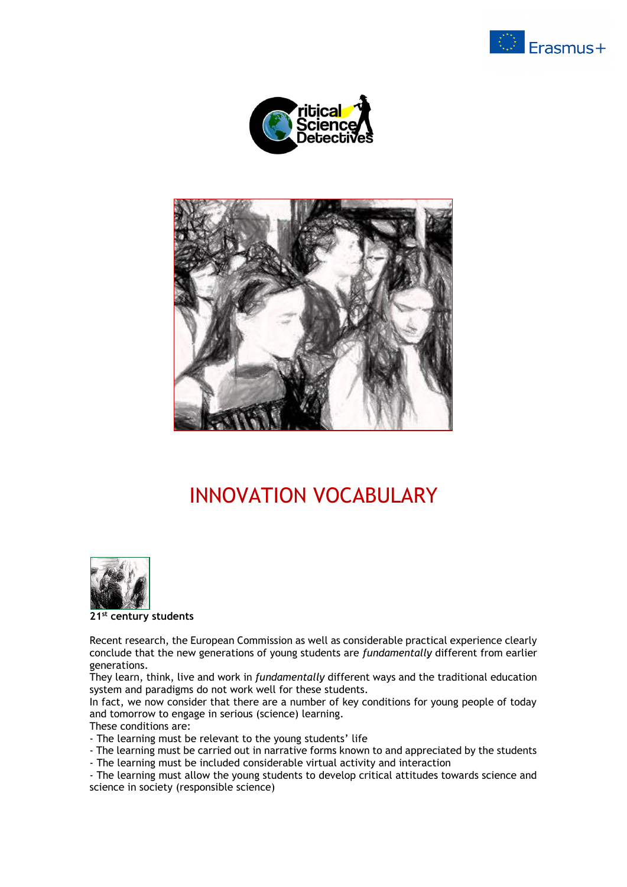# INNOVATION VOCABULARY

**21st century students**

Recent research, the European Commission as well as considerable practical experience clearly conclude that the new generations of young students are *fundamentally* different from earlier generations.

They learn, think, live and work in *fundamentally* different ways and the traditional education system and paradigms do not work well for these students.

In fact, we now consider that there are a number of key conditions for young people of today and tomorrow to engage in serious (science) learning.

These conditions are:

- The learning must be relevant to the young students' life
- The learning must be carried out in narrative forms known to and appreciated by the students
- The learning must be included considerable virtual activity and interaction
- The learning must allow the young students to develop critical attitudes towards science and science in society (responsible science)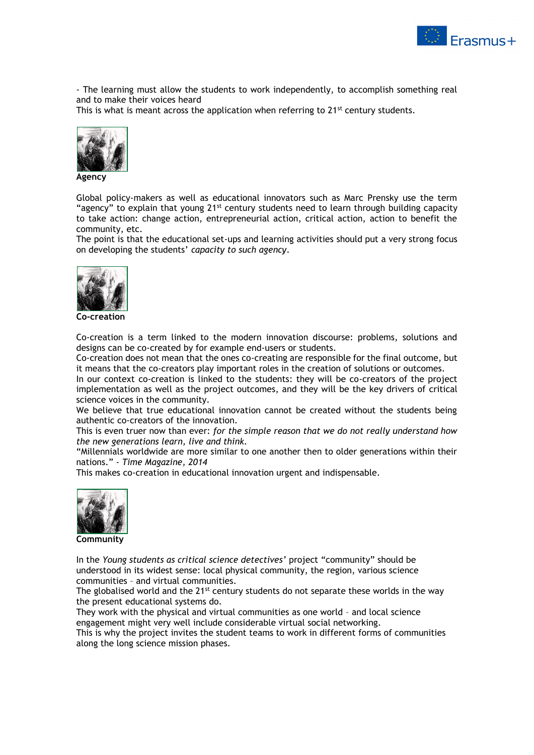- The learning must allow the students to work independently, to accomplish something real and to make their voices heard

This is what is meant across the application when referring to 21st century students.

**Agency**

Global policy-makers as well as educational innovators such as Marc Prensky use the term “agency” to explain that young 21st century students need to learn through building capacity to take action: change action, entrepreneurial action, critical action, action to benefit the community, etc.

The point is that the educational set-ups and learning activities should put a very strong focus on developing the students’ *capacity to such agency*.

**Co-creation**

Co-creation is a term linked to the modern innovation discourse: problems, solutions and designs can be co-created by for example end-users or students.

Co-creation does not mean that the ones co-creating are responsible for the final outcome, but it means that the co-creators play important roles in the creation of solutions or outcomes.

In our context co-creation is linked to the students: they will be co-creators of the project implementation as well as the project outcomes, and they will be the key drivers of critical science voices in the community.

We believe that true educational innovation cannot be created without the students being authentic co-creators of the innovation.

This is even truer now than ever: *for the simple reason that we do not really understand how the new generations learn, live and think*.

“Millennials worldwide are more similar to one another then to older generations within their nations.” - *Time Magazine, 2014*

This makes co-creation in educational innovation urgent and indispensable.

**Community**

In the *Young students as critical science detectives’* project “community” should be understood in its widest sense: local physical community, the region, various science communities – and virtual communities.

The globalised world and the 21st century students do not separate these worlds in the way the present educational systems do.

They work with the physical and virtual communities as one world – and local science engagement might very well include considerable virtual social networking.

This is why the project invites the student teams to work in different forms of communities along the long science mission phases.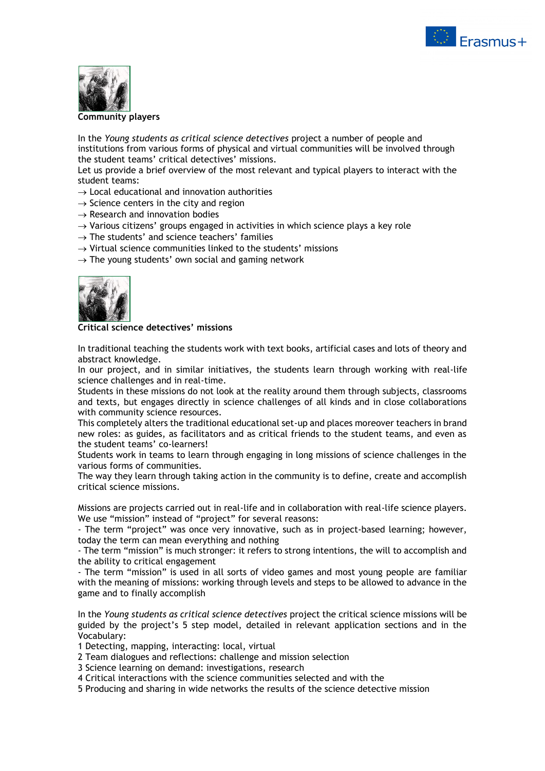**Community players**

In the *Young students as critical science detectives* project a number of people and institutions from various forms of physical and virtual communities will be involved through the student teams' critical detectives' missions.
Let us provide a brief overview of the most relevant and typical players to interact with the student teams:

→ Local educational and innovation authorities
→ Science centers in the city and region
→ Research and innovation bodies
→ Various citizens' groups engaged in activities in which science plays a key role
→ The students' and science teachers' families
→ Virtual science communities linked to the students' missions
→ The young students' own social and gaming network

**Critical science detectives' missions**

In traditional teaching the students work with text books, artificial cases and lots of theory and abstract knowledge.
In our project, and in similar initiatives, the students learn through working with real-life science challenges and in real-time.
Students in these missions do not look at the reality around them through subjects, classrooms and texts, but engages directly in science challenges of all kinds and in close collaborations with community science resources.
This completely alters the traditional educational set-up and places moreover teachers in brand new roles: as guides, as facilitators and as critical friends to the student teams, and even as the student teams' co-learners!
Students work in teams to learn through engaging in long missions of science challenges in the various forms of communities.
The way they learn through taking action in the community is to define, create and accomplish critical science missions.

Missions are projects carried out in real-life and in collaboration with real-life science players.
We use "mission" instead of "project" for several reasons:
- The term "project" was once very innovative, such as in project-based learning; however, today the term can mean everything and nothing
- The term "mission" is much stronger: it refers to strong intentions, the will to accomplish and the ability to critical engagement
- The term "mission" is used in all sorts of video games and most young people are familiar with the meaning of missions: working through levels and steps to be allowed to advance in the game and to finally accomplish

In the *Young students as critical science detectives* project the critical science missions will be guided by the project's 5 step model, detailed in relevant application sections and in the Vocabulary:
1 Detecting, mapping, interacting: local, virtual
2 Team dialogues and reflections: challenge and mission selection
3 Science learning on demand: investigations, research
4 Critical interactions with the science communities selected and with the
5 Producing and sharing in wide networks the results of the science detective mission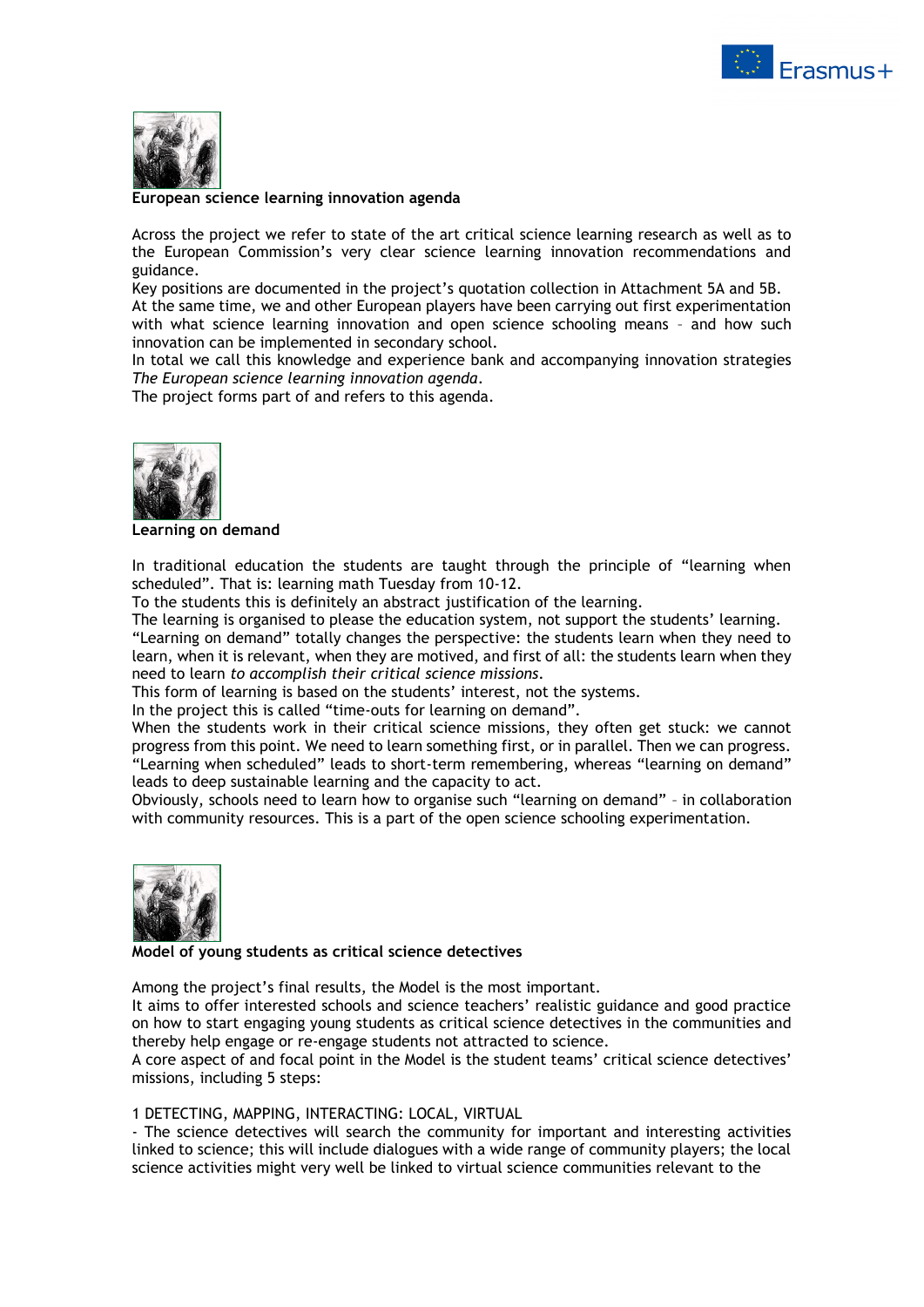**European science learning innovation agenda**

Across the project we refer to state of the art critical science learning research as well as to the European Commission's very clear science learning innovation recommendations and guidance.
Key positions are documented in the project's quotation collection in Attachment 5A and 5B.
At the same time, we and other European players have been carrying out first experimentation with what science learning innovation and open science schooling means – and how such innovation can be implemented in secondary school.
In total we call this knowledge and experience bank and accompanying innovation strategies *The European science learning innovation agenda*.
The project forms part of and refers to this agenda.

**Learning on demand**

In traditional education the students are taught through the principle of "learning when scheduled". That is: learning math Tuesday from 10-12.
To the students this is definitely an abstract justification of the learning.
The learning is organised to please the education system, not support the students' learning.
"Learning on demand" totally changes the perspective: the students learn when they need to learn, when it is relevant, when they are motived, and first of all: the students learn when they need to learn *to accomplish their critical science missions*.
This form of learning is based on the students' interest, not the systems.
In the project this is called "time-outs for learning on demand".
When the students work in their critical science missions, they often get stuck: we cannot progress from this point. We need to learn something first, or in parallel. Then we can progress.
"Learning when scheduled" leads to short-term remembering, whereas "learning on demand" leads to deep sustainable learning and the capacity to act.
Obviously, schools need to learn how to organise such "learning on demand" – in collaboration with community resources. This is a part of the open science schooling experimentation.

**Model of young students as critical science detectives**

Among the project's final results, the Model is the most important.
It aims to offer interested schools and science teachers' realistic guidance and good practice on how to start engaging young students as critical science detectives in the communities and thereby help engage or re-engage students not attracted to science.
A core aspect of and focal point in the Model is the student teams' critical science detectives' missions, including 5 steps:

1 DETECTING, MAPPING, INTERACTING: LOCAL, VIRTUAL
- The science detectives will search the community for important and interesting activities linked to science; this will include dialogues with a wide range of community players; the local science activities might very well be linked to virtual science communities relevant to the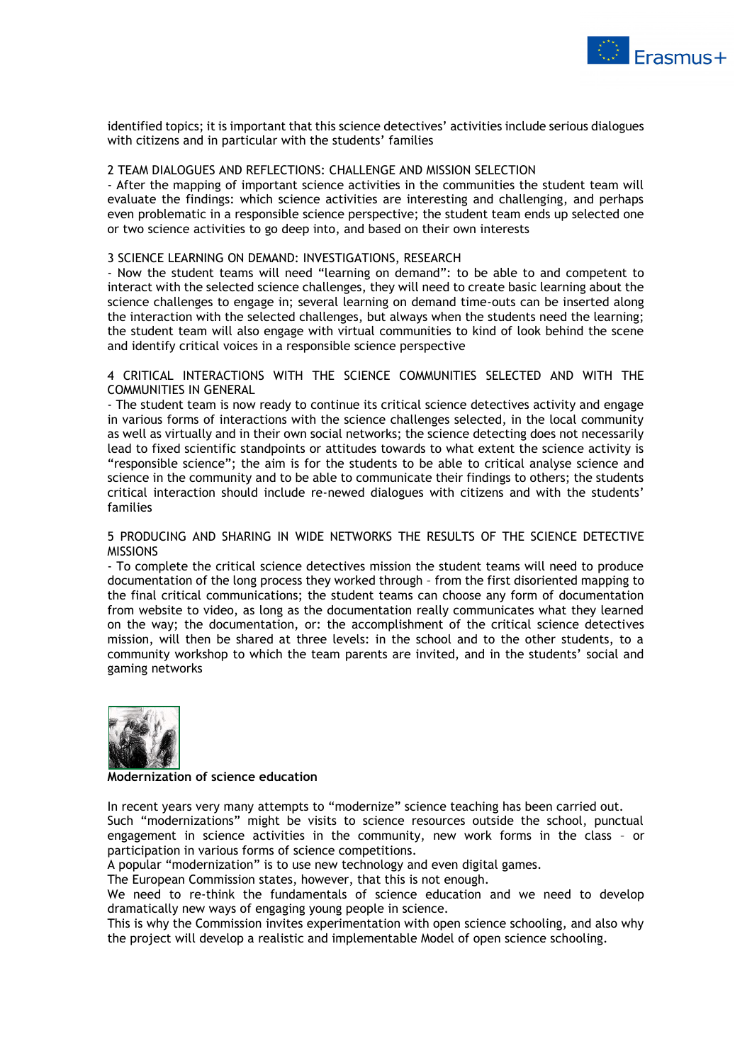identified topics; it is important that this science detectives' activities include serious dialogues with citizens and in particular with the students' families

2 TEAM DIALOGUES AND REFLECTIONS: CHALLENGE AND MISSION SELECTION

- After the mapping of important science activities in the communities the student team will evaluate the findings: which science activities are interesting and challenging, and perhaps even problematic in a responsible science perspective; the student team ends up selected one or two science activities to go deep into, and based on their own interests

3 SCIENCE LEARNING ON DEMAND: INVESTIGATIONS, RESEARCH

- Now the student teams will need "learning on demand": to be able to and competent to interact with the selected science challenges, they will need to create basic learning about the science challenges to engage in; several learning on demand time-outs can be inserted along the interaction with the selected challenges, but always when the students need the learning; the student team will also engage with virtual communities to kind of look behind the scene and identify critical voices in a responsible science perspective

4 CRITICAL INTERACTIONS WITH THE SCIENCE COMMUNITIES SELECTED AND WITH THE COMMUNITIES IN GENERAL

- The student team is now ready to continue its critical science detectives activity and engage in various forms of interactions with the science challenges selected, in the local community as well as virtually and in their own social networks; the science detecting does not necessarily lead to fixed scientific standpoints or attitudes towards to what extent the science activity is "responsible science"; the aim is for the students to be able to critical analyse science and science in the community and to be able to communicate their findings to others; the students critical interaction should include re-newed dialogues with citizens and with the students' families

5 PRODUCING AND SHARING IN WIDE NETWORKS THE RESULTS OF THE SCIENCE DETECTIVE MISSIONS

- To complete the critical science detectives mission the student teams will need to produce documentation of the long process they worked through – from the first disoriented mapping to the final critical communications; the student teams can choose any form of documentation from website to video, as long as the documentation really communicates what they learned on the way; the documentation, or: the accomplishment of the critical science detectives mission, will then be shared at three levels: in the school and to the other students, to a community workshop to which the team parents are invited, and in the students' social and gaming networks

**Modernization of science education**

In recent years very many attempts to "modernize" science teaching has been carried out.
Such "modernizations" might be visits to science resources outside the school, punctual engagement in science activities in the community, new work forms in the class – or participation in various forms of science competitions.
A popular "modernization" is to use new technology and even digital games.
The European Commission states, however, that this is not enough.
We need to re-think the fundamentals of science education and we need to develop dramatically new ways of engaging young people in science.
This is why the Commission invites experimentation with open science schooling, and also why the project will develop a realistic and implementable Model of open science schooling.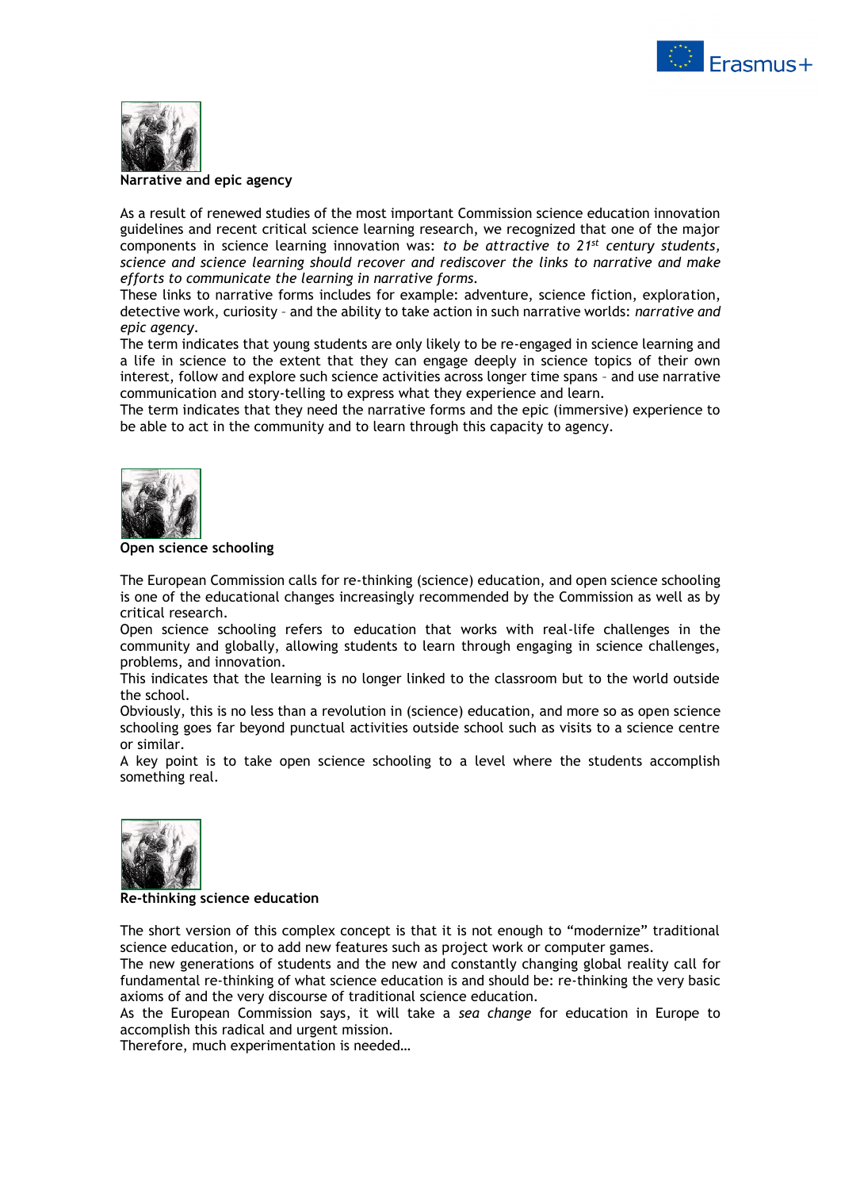## Narrative and epic agency

As a result of renewed studies of the most important Commission science education innovation guidelines and recent critical science learning research, we recognized that one of the major components in science learning innovation was: *to be attractive to 21st century students, science and science learning should recover and rediscover the links to narrative and make efforts to communicate the learning in narrative forms.*

These links to narrative forms includes for example: adventure, science fiction, exploration, detective work, curiosity – and the ability to take action in such narrative worlds: *narrative and epic agency*.

The term indicates that young students are only likely to be re-engaged in science learning and a life in science to the extent that they can engage deeply in science topics of their own interest, follow and explore such science activities across longer time spans – and use narrative communication and story-telling to express what they experience and learn.

The term indicates that they need the narrative forms and the epic (immersive) experience to be able to act in the community and to learn through this capacity to agency.

## Open science schooling

The European Commission calls for re-thinking (science) education, and open science schooling is one of the educational changes increasingly recommended by the Commission as well as by critical research.

Open science schooling refers to education that works with real-life challenges in the community and globally, allowing students to learn through engaging in science challenges, problems, and innovation.

This indicates that the learning is no longer linked to the classroom but to the world outside the school.

Obviously, this is no less than a revolution in (science) education, and more so as open science schooling goes far beyond punctual activities outside school such as visits to a science centre or similar.

A key point is to take open science schooling to a level where the students accomplish something real.

## Re-thinking science education

The short version of this complex concept is that it is not enough to "modernize" traditional science education, or to add new features such as project work or computer games.

The new generations of students and the new and constantly changing global reality call for fundamental re-thinking of what science education is and should be: re-thinking the very basic axioms of and the very discourse of traditional science education.

As the European Commission says, it will take a *sea change* for education in Europe to accomplish this radical and urgent mission.

Therefore, much experimentation is needed…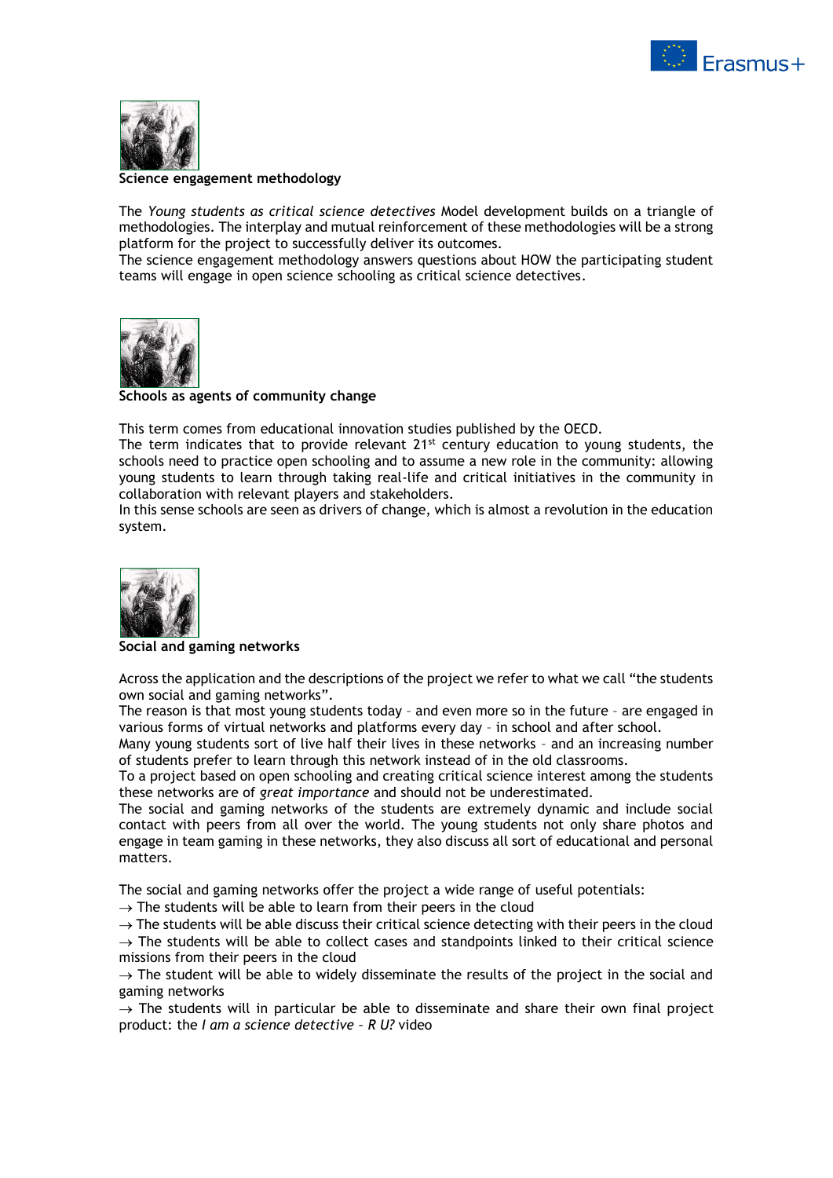**Science engagement methodology**

The *Young students as critical science detectives* Model development builds on a triangle of methodologies. The interplay and mutual reinforcement of these methodologies will be a strong platform for the project to successfully deliver its outcomes.
The science engagement methodology answers questions about HOW the participating student teams will engage in open science schooling as critical science detectives.

**Schools as agents of community change**

This term comes from educational innovation studies published by the OECD.
The term indicates that to provide relevant 21st century education to young students, the schools need to practice open schooling and to assume a new role in the community: allowing young students to learn through taking real-life and critical initiatives in the community in collaboration with relevant players and stakeholders.
In this sense schools are seen as drivers of change, which is almost a revolution in the education system.

**Social and gaming networks**

Across the application and the descriptions of the project we refer to what we call "the students own social and gaming networks".
The reason is that most young students today – and even more so in the future – are engaged in various forms of virtual networks and platforms every day – in school and after school.
Many young students sort of live half their lives in these networks – and an increasing number of students prefer to learn through this network instead of in the old classrooms.
To a project based on open schooling and creating critical science interest among the students these networks are of *great importance* and should not be underestimated.
The social and gaming networks of the students are extremely dynamic and include social contact with peers from all over the world. The young students not only share photos and engage in team gaming in these networks, they also discuss all sort of educational and personal matters.

The social and gaming networks offer the project a wide range of useful potentials:

→ The students will be able to learn from their peers in the cloud
→ The students will be able discuss their critical science detecting with their peers in the cloud
→ The students will be able to collect cases and standpoints linked to their critical science missions from their peers in the cloud
→ The student will be able to widely disseminate the results of the project in the social and gaming networks
→ The students will in particular be able to disseminate and share their own final project product: the *I am a science detective – R U?* video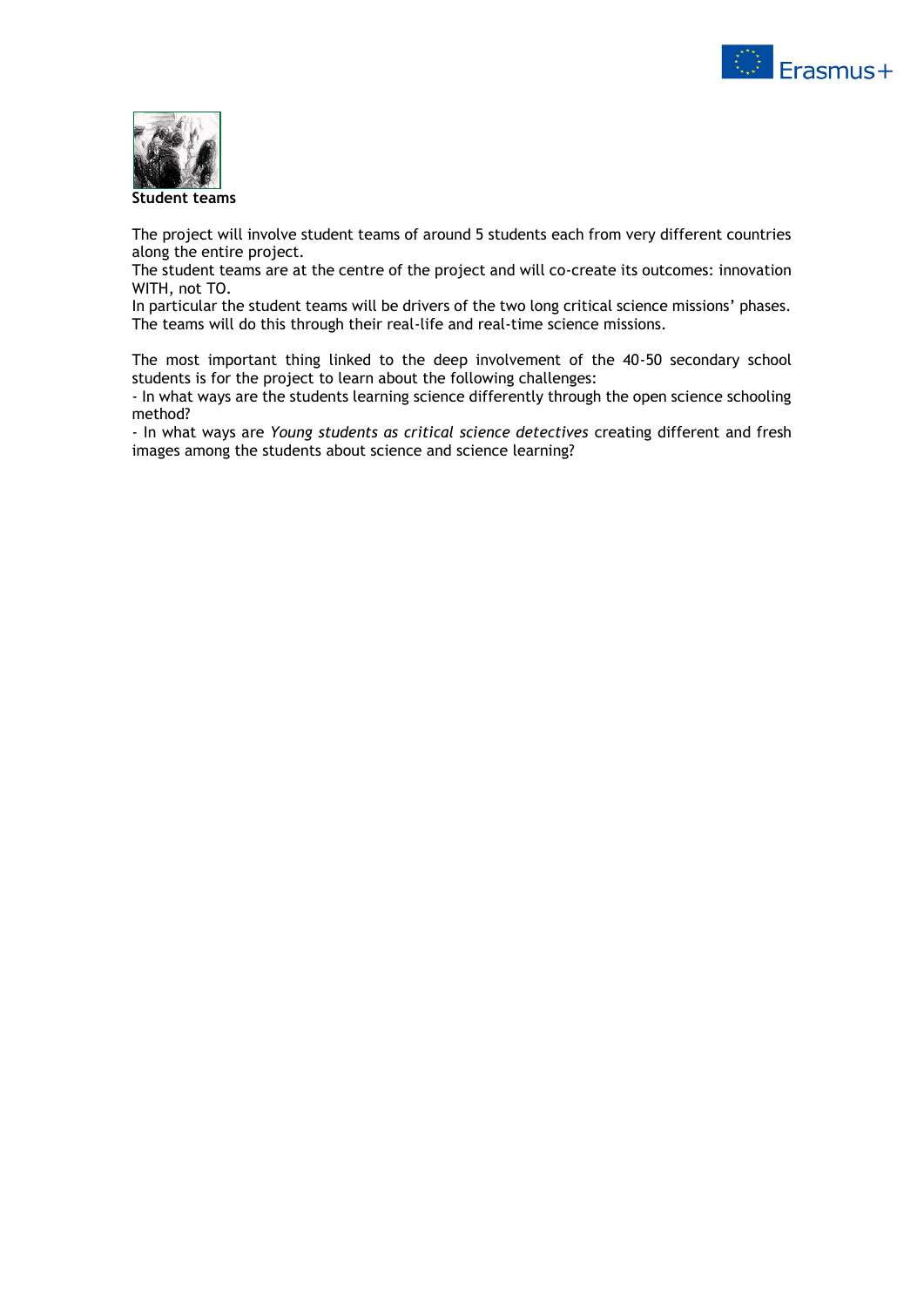**Student teams**

The project will involve student teams of around 5 students each from very different countries along the entire project.
The student teams are at the centre of the project and will co-create its outcomes: innovation WITH, not TO.
In particular the student teams will be drivers of the two long critical science missions' phases. The teams will do this through their real-life and real-time science missions.

The most important thing linked to the deep involvement of the 40-50 secondary school students is for the project to learn about the following challenges:
- In what ways are the students learning science differently through the open science schooling method?
- In what ways are *Young students as critical science detectives* creating different and fresh images among the students about science and science learning?